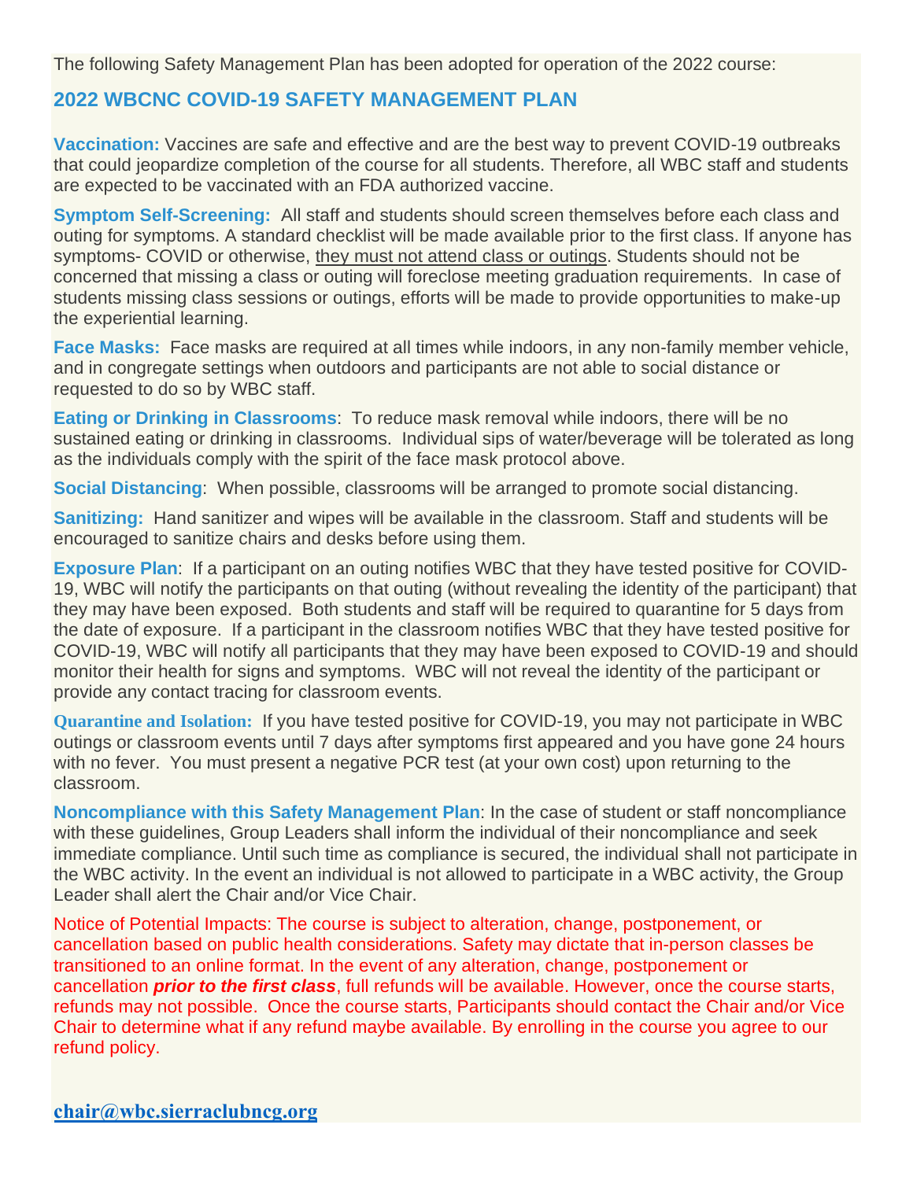The following Safety Management Plan has been adopted for operation of the 2022 course:

## 2022 WBCNC COVID-19 SAFETY MANAGEMENT PLAN

**Vaccination:** Vaccines are safe and effective and are the best way to prevent COVID-19 outbreaks that could jeopardize completion of the course for all students. Therefore, all WBC staff and students are expected to be vaccinated with an FDA authorized vaccine.

**Symptom Self-Screening:** All staff and students should screen themselves before each class and outing for symptoms. A standard checklist will be made available prior to the first class. If anyone has symptoms- COVID or otherwise, they must not attend class or outings. Students should not be concerned that missing a class or outing will foreclose meeting graduation requirements. In case of students missing class sessions or outings, efforts will be made to provide opportunities to make-up the experiential learning.

**Face Masks:** Face masks are required at all times while indoors, in any non-family member vehicle, and in congregate settings when outdoors and participants are not able to social distance or requested to do so by WBC staff.

**Eating or Drinking in Classrooms**: To reduce mask removal while indoors, there will be no sustained eating or drinking in classrooms. Individual sips of water/beverage will be tolerated as long as the individuals comply with the spirit of the face mask protocol above.

**Social Distancing**: When possible, classrooms will be arranged to promote social distancing.

**Sanitizing:** Hand sanitizer and wipes will be available in the classroom. Staff and students will be encouraged to sanitize chairs and desks before using them.

**Exposure Plan**: If a participant on an outing notifies WBC that they have tested positive for COVID-19, WBC will notify the participants on that outing (without revealing the identity of the participant) that they may have been exposed. Both students and staff will be required to quarantine for 5 days from the date of exposure. If a participant in the classroom notifies WBC that they have tested positive for COVID-19, WBC will notify all participants that they may have been exposed to COVID-19 and should monitor their health for signs and symptoms. WBC will not reveal the identity of the participant or provide any contact tracing for classroom events.

**Quarantine and Isolation:** If you have tested positive for COVID-19, you may not participate in WBC outings or classroom events until 7 days after symptoms first appeared and you have gone 24 hours with no fever. You must present a negative PCR test (at your own cost) upon returning to the classroom.

**Noncompliance with this Safety Management Plan**: In the case of student or staff noncompliance with these guidelines, Group Leaders shall inform the individual of their noncompliance and seek immediate compliance. Until such time as compliance is secured, the individual shall not participate in the WBC activity. In the event an individual is not allowed to participate in a WBC activity, the Group Leader shall alert the Chair and/or Vice Chair.

Notice of Potential Impacts: The course is subject to alteration, change, postponement, or cancellation based on public health considerations. Safety may dictate that in-person classes be transitioned to an online format. In the event of any alteration, change, postponement or cancellation ***prior to the first class***, full refunds will be available. However, once the course starts, refunds may not possible. Once the course starts, Participants should contact the Chair and/or Vice Chair to determine what if any refund maybe available. By enrolling in the course you agree to our refund policy.

**chair@wbc.sierraclubncg.org**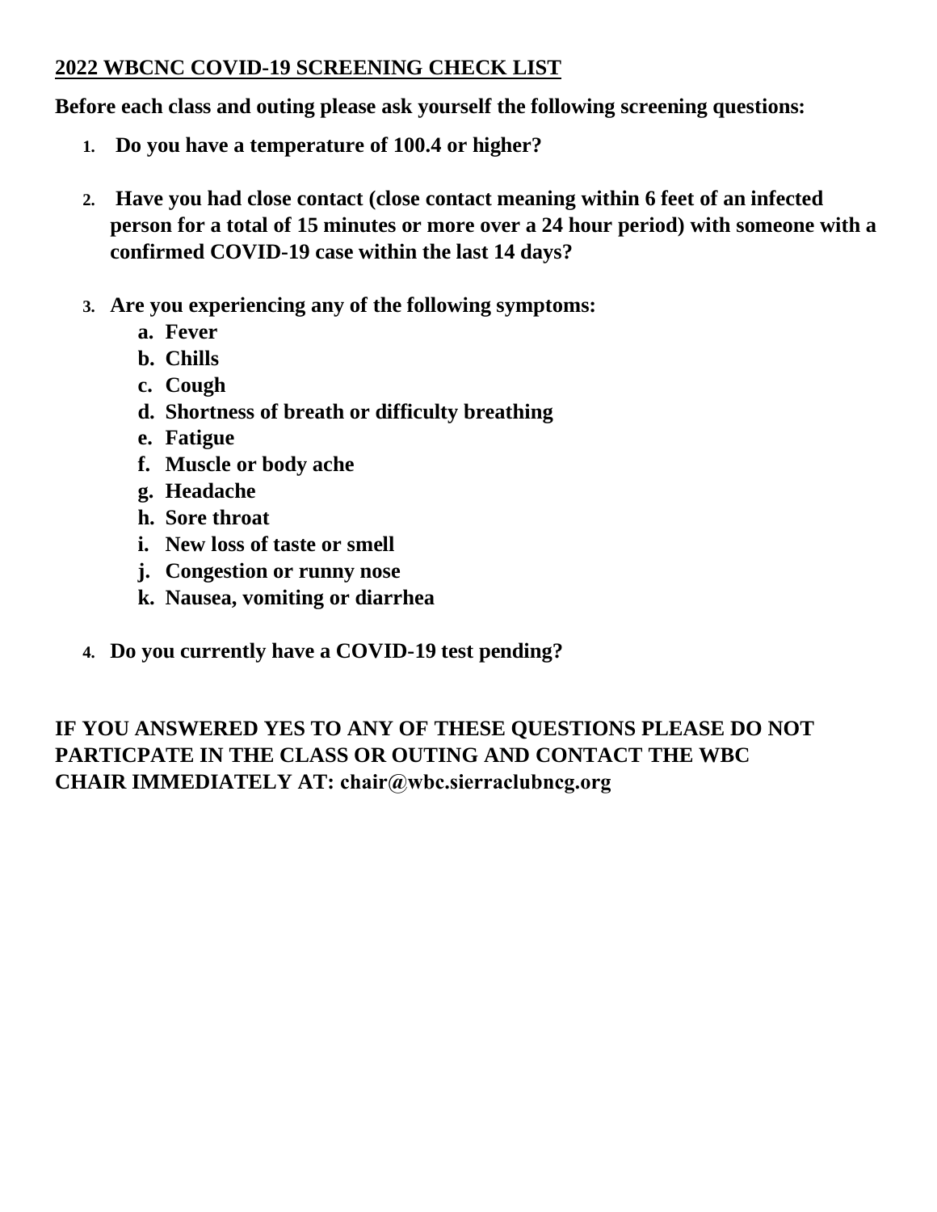## 2022 WBCNC COVID-19 SCREENING CHECK LIST

**Before each class and outing please ask yourself the following screening questions:**

1. **Do you have a temperature of 100.4 or higher?**

2. **Have you had close contact (close contact meaning within 6 feet of an infected person for a total of 15 minutes or more over a 24 hour period) with someone with a confirmed COVID-19 case within the last 14 days?**

3. **Are you experiencing any of the following symptoms:**
   a. **Fever**
   b. **Chills**
   c. **Cough**
   d. **Shortness of breath or difficulty breathing**
   e. **Fatigue**
   f. **Muscle or body ache**
   g. **Headache**
   h. **Sore throat**
   i. **New loss of taste or smell**
   j. **Congestion or runny nose**
   k. **Nausea, vomiting or diarrhea**

4. **Do you currently have a COVID-19 test pending?**

**IF YOU ANSWERED YES TO ANY OF THESE QUESTIONS PLEASE DO NOT PARTICPATE IN THE CLASS OR OUTING AND CONTACT THE WBC CHAIR IMMEDIATELY AT: chair@wbc.sierraclubncg.org**